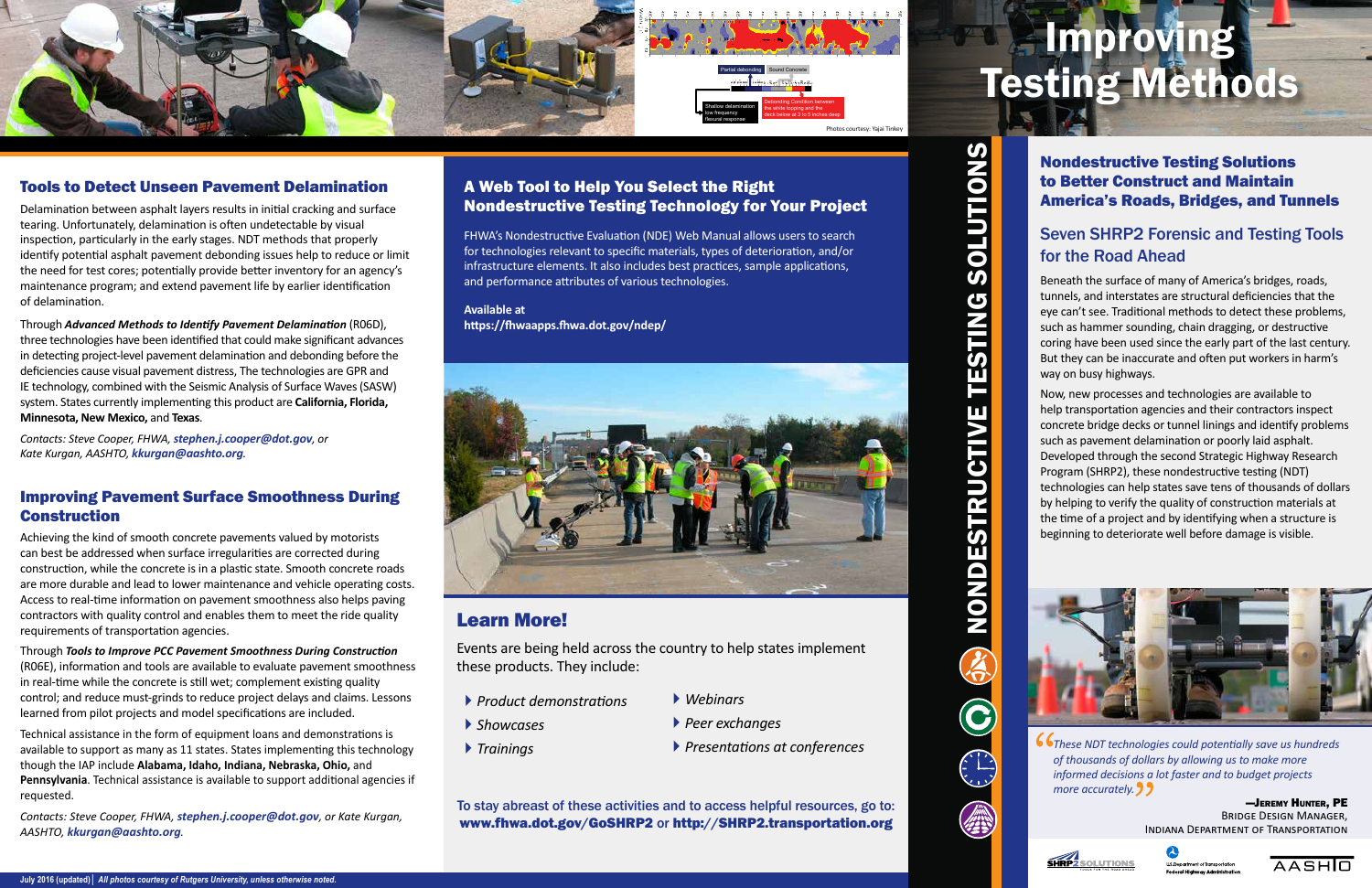# Improving Testing Methods

## NONDESTRUCTIVE TESTING SOLUTIONS

### Nondestructive Testing Solutions to Better Construct and Maintain America's Roads, Bridges, and Tunnels

### Seven SHRP2 Forensic and Testing Tools for the Road Ahead

Beneath the surface of many of America's bridges, roads, tunnels, and interstates are structural deficiencies that the eye can't see. Traditional methods to detect these problems, such as hammer sounding, chain dragging, or destructive coring have been used since the early part of the last century. But they can be inaccurate and often put workers in harm's way on busy highways.

Now, new processes and technologies are available to help transportation agencies and their contractors inspect concrete bridge decks or tunnel linings and identify problems such as pavement delamination or poorly laid asphalt. Developed through the second Strategic Highway Research Program (SHRP2), these nondestructive testing (NDT) technologies can help states save tens of thousands of dollars by helping to verify the quality of construction materials at the time of a project and by identifying when a structure is beginning to deteriorate well before damage is visible.

*"These NDT technologies could potentially save us hundreds of thousands of dollars by allowing us to make more informed decisions a lot faster and to budget projects more accurately."*

—Jeremy Hunter, PE
Bridge Design Manager,
Indiana Department of Transportation

Photos courtesy: Yajai Tinkey

## Tools to Detect Unseen Pavement Delamination

Delamination between asphalt layers results in initial cracking and surface tearing. Unfortunately, delamination is often undetectable by visual inspection, particularly in the early stages. NDT methods that properly identify potential asphalt pavement debonding issues help to reduce or limit the need for test cores; potentially provide better inventory for an agency's maintenance program; and extend pavement life by earlier identification of delamination.

Through ***Advanced Methods to Identify Pavement Delamination*** (R06D), three technologies have been identified that could make significant advances in detecting project-level pavement delamination and debonding before the deficiencies cause visual pavement distress, The technologies are GPR and IE technology, combined with the Seismic Analysis of Surface Waves (SASW) system. States currently implementing this product are **California, Florida, Minnesota, New Mexico,** and **Texas**.

*Contacts: Steve Cooper, FHWA, **stephen.j.cooper@dot.gov**, or Kate Kurgan, AASHTO, **kkurgan@aashto.org**.*

## Improving Pavement Surface Smoothness During Construction

Achieving the kind of smooth concrete pavements valued by motorists can best be addressed when surface irregularities are corrected during construction, while the concrete is in a plastic state. Smooth concrete roads are more durable and lead to lower maintenance and vehicle operating costs. Access to real-time information on pavement smoothness also helps paving contractors with quality control and enables them to meet the ride quality requirements of transportation agencies.

Through ***Tools to Improve PCC Pavement Smoothness During Construction*** (R06E), information and tools are available to evaluate pavement smoothness in real-time while the concrete is still wet; complement existing quality control; and reduce must-grinds to reduce project delays and claims. Lessons learned from pilot projects and model specifications are included.

Technical assistance in the form of equipment loans and demonstrations is available to support as many as 11 states. States implementing this technology though the IAP include **Alabama, Idaho, Indiana, Nebraska, Ohio,** and **Pennsylvania**. Technical assistance is available to support additional agencies if requested.

*Contacts: Steve Cooper, FHWA, **stephen.j.cooper@dot.gov**, or Kate Kurgan, AASHTO, **kkurgan@aashto.org**.*

## A Web Tool to Help You Select the Right Nondestructive Testing Technology for Your Project

FHWA's Nondestructive Evaluation (NDE) Web Manual allows users to search for technologies relevant to specific materials, types of deterioration, and/or infrastructure elements. It also includes best practices, sample applications, and performance attributes of various technologies.

**Available at**
**https://fhwaapps.fhwa.gov/ndep/**

## Learn More!

Events are being held across the country to help states implement these products. They include:

- *Product demonstrations*
- *Showcases*
- *Trainings*
- *Webinars*
- *Peer exchanges*
- *Presentations at conferences*

To stay abreast of these activities and to access helpful resources, go to: **www.fhwa.dot.gov/GoSHRP2** or **http://SHRP2.transportation.org**

July 2016 (updated) | *All photos courtesy of Rutgers University, unless otherwise noted.*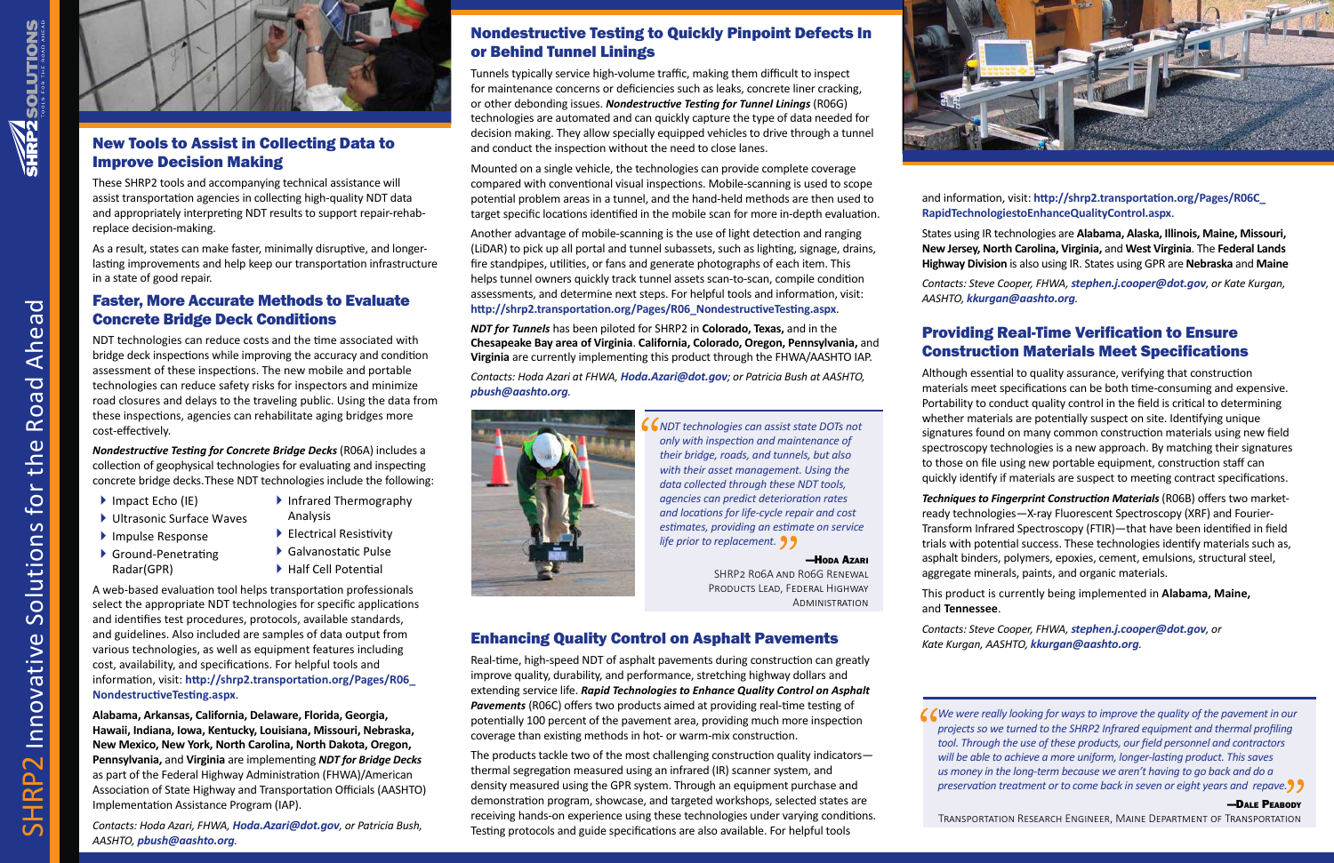## New Tools to Assist in Collecting Data to Improve Decision Making

These SHRP2 tools and accompanying technical assistance will assist transportation agencies in collecting high-quality NDT data and appropriately interpreting NDT results to support repair-rehab-replace decision-making.

As a result, states can make faster, minimally disruptive, and longer-lasting improvements and help keep our transportation infrastructure in a state of good repair.

## Faster, More Accurate Methods to Evaluate Concrete Bridge Deck Conditions

NDT technologies can reduce costs and the time associated with bridge deck inspections while improving the accuracy and condition assessment of these inspections. The new mobile and portable technologies can reduce safety risks for inspectors and minimize road closures and delays to the traveling public. Using the data from these inspections, agencies can rehabilitate aging bridges more cost-effectively.

***Nondestructive Testing for Concrete Bridge Decks*** (R06A) includes a collection of geophysical technologies for evaluating and inspecting concrete bridge decks. These NDT technologies include the following:

- Impact Echo (IE)
- Ultrasonic Surface Waves
- Impulse Response
- Ground-Penetrating Radar (GPR)
- Infrared Thermography Analysis
- Electrical Resistivity
- Galvanostatic Pulse
- Half Cell Potential

A web-based evaluation tool helps transportation professionals select the appropriate NDT technologies for specific applications and identifies test procedures, protocols, available standards, and guidelines. Also included are samples of data output from various technologies, as well as equipment features including cost, availability, and specifications. For helpful tools and information, visit: **http://shrp2.transportation.org/Pages/R06_NondestructiveTesting.aspx**.

**Alabama, Arkansas, California, Delaware, Florida, Georgia, Hawaii, Indiana, Iowa, Kentucky, Louisiana, Missouri, Nebraska, New Mexico, New York, North Carolina, North Dakota, Oregon, Pennsylvania,** and **Virginia** are implementing ***NDT for Bridge Decks*** as part of the Federal Highway Administration (FHWA)/American Association of State Highway and Transportation Officials (AASHTO) Implementation Assistance Program (IAP).

*Contacts: Hoda Azari, FHWA, **Hoda.Azari@dot.gov**, or Patricia Bush, AASHTO, **pbush@aashto.org**.*

## Nondestructive Testing to Quickly Pinpoint Defects In or Behind Tunnel Linings

Tunnels typically service high-volume traffic, making them difficult to inspect for maintenance concerns or deficiencies such as leaks, concrete liner cracking, or other debonding issues. ***Nondestructive Testing for Tunnel Linings*** (R06G) technologies are automated and can quickly capture the type of data needed for decision making. They allow specially equipped vehicles to drive through a tunnel and conduct the inspection without the need to close lanes.

Mounted on a single vehicle, the technologies can provide complete coverage compared with conventional visual inspections. Mobile-scanning is used to scope potential problem areas in a tunnel, and the hand-held methods are then used to target specific locations identified in the mobile scan for more in-depth evaluation.

Another advantage of mobile-scanning is the use of light detection and ranging (LiDAR) to pick up all portal and tunnel subassets, such as lighting, signage, drains, fire standpipes, utilities, or fans and generate photographs of each item. This helps tunnel owners quickly track tunnel assets scan-to-scan, compile condition assessments, and determine next steps. For helpful tools and information, visit: **http://shrp2.transportation.org/Pages/R06_NondestructiveTesting.aspx**.

***NDT for Tunnels*** has been piloted for SHRP2 in **Colorado, Texas,** and in the **Chesapeake Bay area of Virginia**. **California, Colorado, Oregon, Pennsylvania,** and **Virginia** are currently implementing this product through the FHWA/AASHTO IAP.

*Contacts: Hoda Azari at FHWA, **Hoda.Azari@dot.gov**; or Patricia Bush at AASHTO, **pbush@aashto.org**.*

> *"NDT technologies can assist state DOTs not only with inspection and maintenance of their bridge, roads, and tunnels, but also with their asset management. Using the data collected through these NDT tools, agencies can predict deterioration rates and locations for life-cycle repair and cost estimates, providing an estimate on service life prior to replacement."*
>
> —**Hoda Azari**
> SHRP2 R06A and R06G Renewal Products Lead, Federal Highway Administration

## Enhancing Quality Control on Asphalt Pavements

Real-time, high-speed NDT of asphalt pavements during construction can greatly improve quality, durability, and performance, stretching highway dollars and extending service life. ***Rapid Technologies to Enhance Quality Control on Asphalt Pavements*** (R06C) offers two products aimed at providing real-time testing of potentially 100 percent of the pavement area, providing much more inspection coverage than existing methods in hot- or warm-mix construction.

The products tackle two of the most challenging construction quality indicators—thermal segregation measured using an infrared (IR) scanner system, and density measured using the GPR system. Through an equipment purchase and demonstration program, showcase, and targeted workshops, selected states are receiving hands-on experience using these technologies under varying conditions. Testing protocols and guide specifications are also available. For helpful tools and information, visit: **http://shrp2.transportation.org/Pages/R06C_RapidTechnologiestoEnhanceQualityControl.aspx**.

States using IR technologies are **Alabama, Alaska, Illinois, Maine, Missouri, New Jersey, North Carolina, Virginia,** and **West Virginia**. The **Federal Lands Highway Division** is also using IR. States using GPR are **Nebraska** and **Maine**

*Contacts: Steve Cooper, FHWA, **stephen.j.cooper@dot.gov**, or Kate Kurgan, AASHTO, **kkurgan@aashto.org**.*

## Providing Real-Time Verification to Ensure Construction Materials Meet Specifications

Although essential to quality assurance, verifying that construction materials meet specifications can be both time-consuming and expensive. Portability to conduct quality control in the field is critical to determining whether materials are potentially suspect on site. Identifying unique signatures found on many common construction materials using new field spectroscopy technologies is a new approach. By matching their signatures to those on file using new portable equipment, construction staff can quickly identify if materials are suspect to meeting contract specifications.

***Techniques to Fingerprint Construction Materials*** (R06B) offers two market-ready technologies—X-ray Fluorescent Spectroscopy (XRF) and Fourier-Transform Infrared Spectroscopy (FTIR)—that have been identified in field trials with potential success. These technologies identify materials such as, asphalt binders, polymers, epoxies, cement, emulsions, structural steel, aggregate minerals, paints, and organic materials.

This product is currently being implemented in **Alabama, Maine,** and **Tennessee**.

*Contacts: Steve Cooper, FHWA, **stephen.j.cooper@dot.gov**, or Kate Kurgan, AASHTO, **kkurgan@aashto.org**.*

> *"We were really looking for ways to improve the quality of the pavement in our projects so we turned to the SHRP2 Infrared equipment and thermal profiling tool. Through the use of these products, our field personnel and contractors will be able to achieve a more uniform, longer-lasting product. This saves us money in the long-term because we aren't having to go back and do a preservation treatment or to come back in seven or eight years and repave."*
>
> —**Dale Peabody**
> Transportation Research Engineer, Maine Department of Transportation